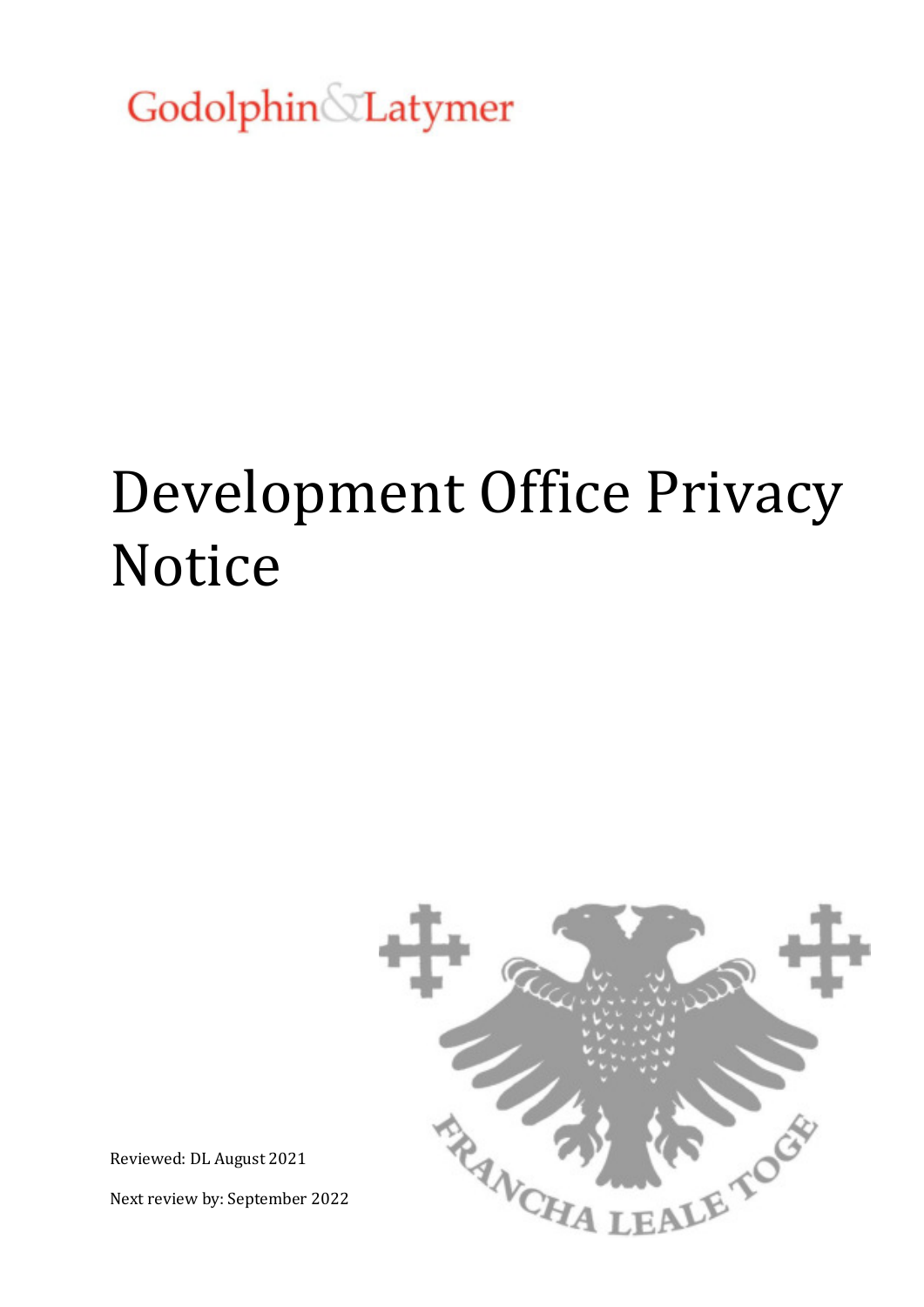Godolphin & Latymer

# Development Office Privacy Notice

Reviewed: DL August 2021

Next review by: September 2022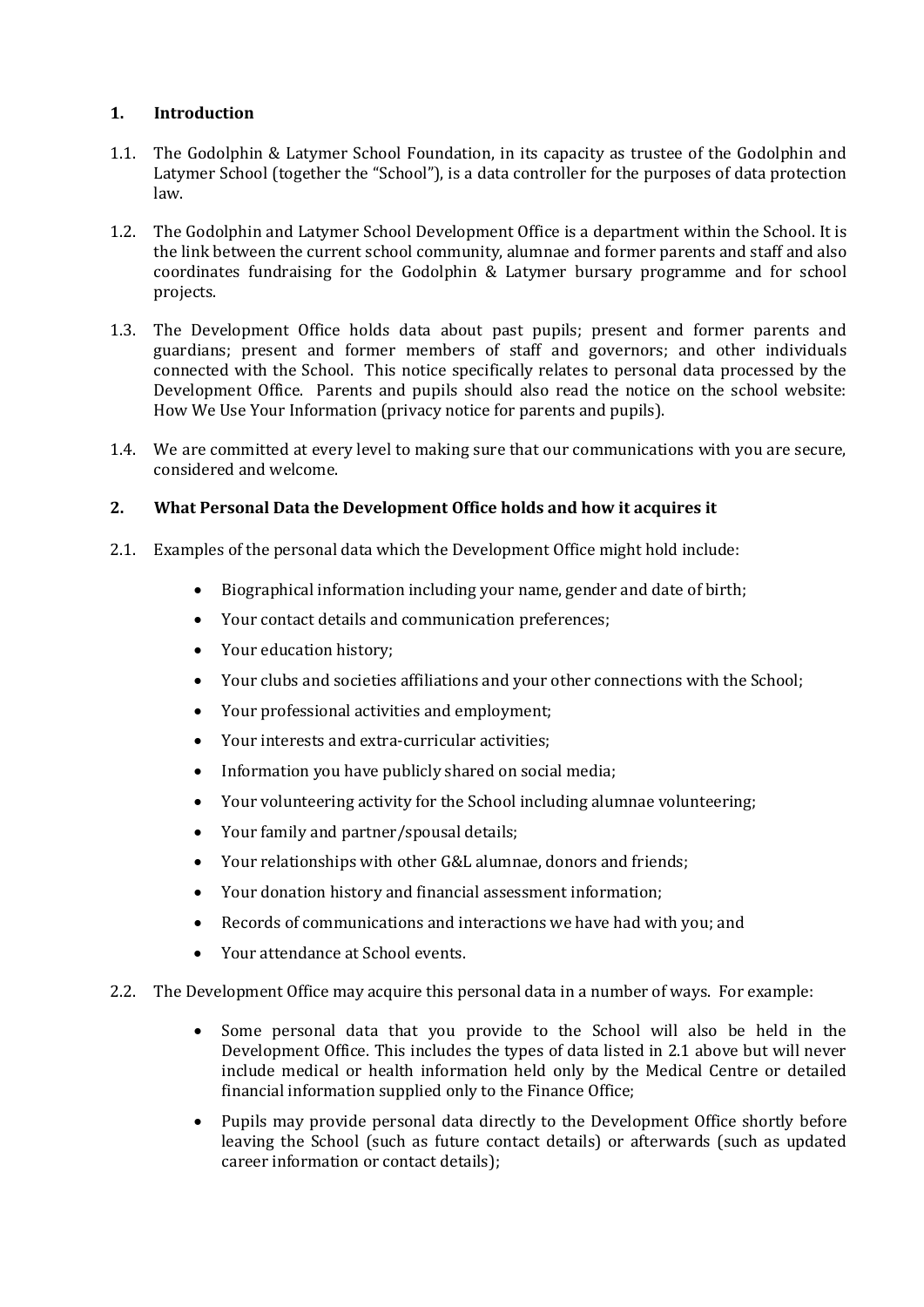## 1. Introduction

1.1. The Godolphin & Latymer School Foundation, in its capacity as trustee of the Godolphin and Latymer School (together the "School"), is a data controller for the purposes of data protection law.

1.2. The Godolphin and Latymer School Development Office is a department within the School. It is the link between the current school community, alumnae and former parents and staff and also coordinates fundraising for the Godolphin & Latymer bursary programme and for school projects.

1.3. The Development Office holds data about past pupils; present and former parents and guardians; present and former members of staff and governors; and other individuals connected with the School. This notice specifically relates to personal data processed by the Development Office. Parents and pupils should also read the notice on the school website: How We Use Your Information (privacy notice for parents and pupils).

1.4. We are committed at every level to making sure that our communications with you are secure, considered and welcome.

## 2. What Personal Data the Development Office holds and how it acquires it

2.1. Examples of the personal data which the Development Office might hold include:

- Biographical information including your name, gender and date of birth;
- Your contact details and communication preferences;
- Your education history;
- Your clubs and societies affiliations and your other connections with the School;
- Your professional activities and employment;
- Your interests and extra-curricular activities;
- Information you have publicly shared on social media;
- Your volunteering activity for the School including alumnae volunteering;
- Your family and partner/spousal details;
- Your relationships with other G&L alumnae, donors and friends;
- Your donation history and financial assessment information;
- Records of communications and interactions we have had with you; and
- Your attendance at School events.

2.2. The Development Office may acquire this personal data in a number of ways. For example:

- Some personal data that you provide to the School will also be held in the Development Office. This includes the types of data listed in 2.1 above but will never include medical or health information held only by the Medical Centre or detailed financial information supplied only to the Finance Office;
- Pupils may provide personal data directly to the Development Office shortly before leaving the School (such as future contact details) or afterwards (such as updated career information or contact details);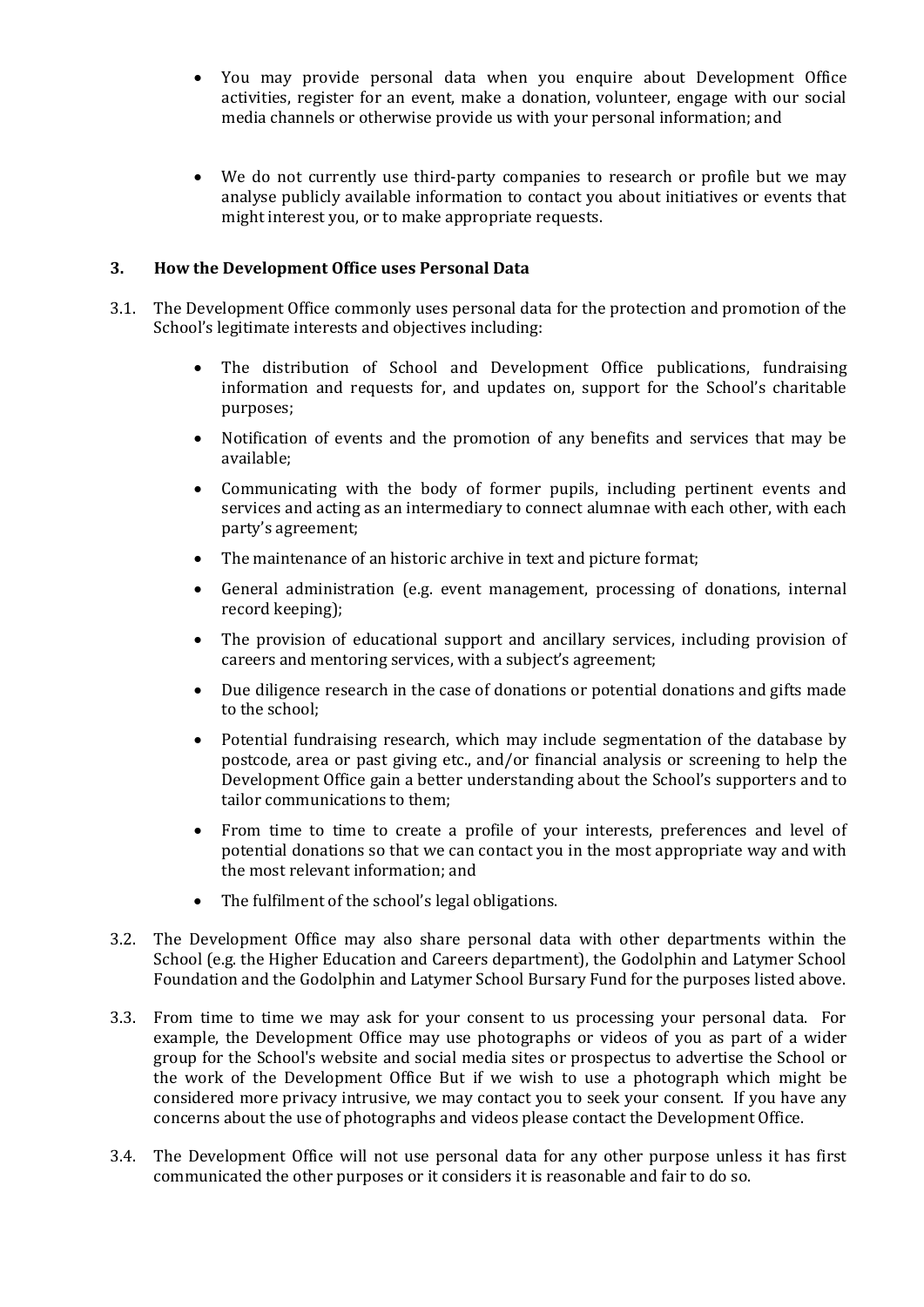- You may provide personal data when you enquire about Development Office activities, register for an event, make a donation, volunteer, engage with our social media channels or otherwise provide us with your personal information; and

- We do not currently use third-party companies to research or profile but we may analyse publicly available information to contact you about initiatives or events that might interest you, or to make appropriate requests.

## 3. How the Development Office uses Personal Data

3.1. The Development Office commonly uses personal data for the protection and promotion of the School's legitimate interests and objectives including:

- The distribution of School and Development Office publications, fundraising information and requests for, and updates on, support for the School's charitable purposes;
- Notification of events and the promotion of any benefits and services that may be available;
- Communicating with the body of former pupils, including pertinent events and services and acting as an intermediary to connect alumnae with each other, with each party's agreement;
- The maintenance of an historic archive in text and picture format;
- General administration (e.g. event management, processing of donations, internal record keeping);
- The provision of educational support and ancillary services, including provision of careers and mentoring services, with a subject's agreement;
- Due diligence research in the case of donations or potential donations and gifts made to the school;
- Potential fundraising research, which may include segmentation of the database by postcode, area or past giving etc., and/or financial analysis or screening to help the Development Office gain a better understanding about the School's supporters and to tailor communications to them;
- From time to time to create a profile of your interests, preferences and level of potential donations so that we can contact you in the most appropriate way and with the most relevant information; and
- The fulfilment of the school's legal obligations.

3.2. The Development Office may also share personal data with other departments within the School (e.g. the Higher Education and Careers department), the Godolphin and Latymer School Foundation and the Godolphin and Latymer School Bursary Fund for the purposes listed above.

3.3. From time to time we may ask for your consent to us processing your personal data. For example, the Development Office may use photographs or videos of you as part of a wider group for the School's website and social media sites or prospectus to advertise the School or the work of the Development Office But if we wish to use a photograph which might be considered more privacy intrusive, we may contact you to seek your consent. If you have any concerns about the use of photographs and videos please contact the Development Office.

3.4. The Development Office will not use personal data for any other purpose unless it has first communicated the other purposes or it considers it is reasonable and fair to do so.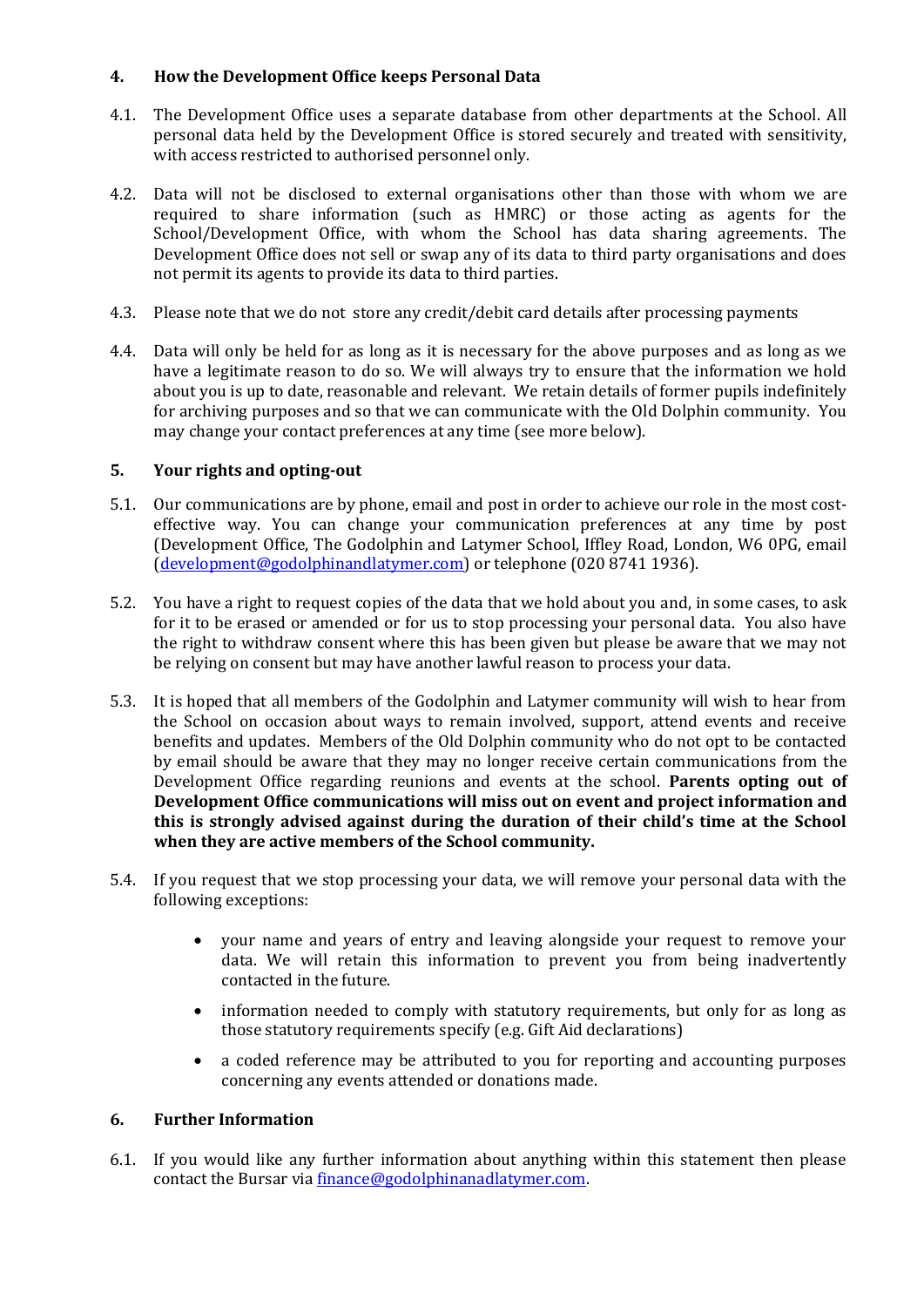## 4. How the Development Office keeps Personal Data

4.1. The Development Office uses a separate database from other departments at the School. All personal data held by the Development Office is stored securely and treated with sensitivity, with access restricted to authorised personnel only.

4.2. Data will not be disclosed to external organisations other than those with whom we are required to share information (such as HMRC) or those acting as agents for the School/Development Office, with whom the School has data sharing agreements. The Development Office does not sell or swap any of its data to third party organisations and does not permit its agents to provide its data to third parties.

4.3. Please note that we do not store any credit/debit card details after processing payments

4.4. Data will only be held for as long as it is necessary for the above purposes and as long as we have a legitimate reason to do so. We will always try to ensure that the information we hold about you is up to date, reasonable and relevant. We retain details of former pupils indefinitely for archiving purposes and so that we can communicate with the Old Dolphin community. You may change your contact preferences at any time (see more below).

## 5. Your rights and opting-out

5.1. Our communications are by phone, email and post in order to achieve our role in the most cost-effective way. You can change your communication preferences at any time by post (Development Office, The Godolphin and Latymer School, Iffley Road, London, W6 0PG, email (development@godolphinandlatymer.com) or telephone (020 8741 1936).

5.2. You have a right to request copies of the data that we hold about you and, in some cases, to ask for it to be erased or amended or for us to stop processing your personal data. You also have the right to withdraw consent where this has been given but please be aware that we may not be relying on consent but may have another lawful reason to process your data.

5.3. It is hoped that all members of the Godolphin and Latymer community will wish to hear from the School on occasion about ways to remain involved, support, attend events and receive benefits and updates. Members of the Old Dolphin community who do not opt to be contacted by email should be aware that they may no longer receive certain communications from the Development Office regarding reunions and events at the school. **Parents opting out of Development Office communications will miss out on event and project information and this is strongly advised against during the duration of their child's time at the School when they are active members of the School community.**

5.4. If you request that we stop processing your data, we will remove your personal data with the following exceptions:

- your name and years of entry and leaving alongside your request to remove your data. We will retain this information to prevent you from being inadvertently contacted in the future.
- information needed to comply with statutory requirements, but only for as long as those statutory requirements specify (e.g. Gift Aid declarations)
- a coded reference may be attributed to you for reporting and accounting purposes concerning any events attended or donations made.

## 6. Further Information

6.1. If you would like any further information about anything within this statement then please contact the Bursar via finance@godolphinanadlatymer.com.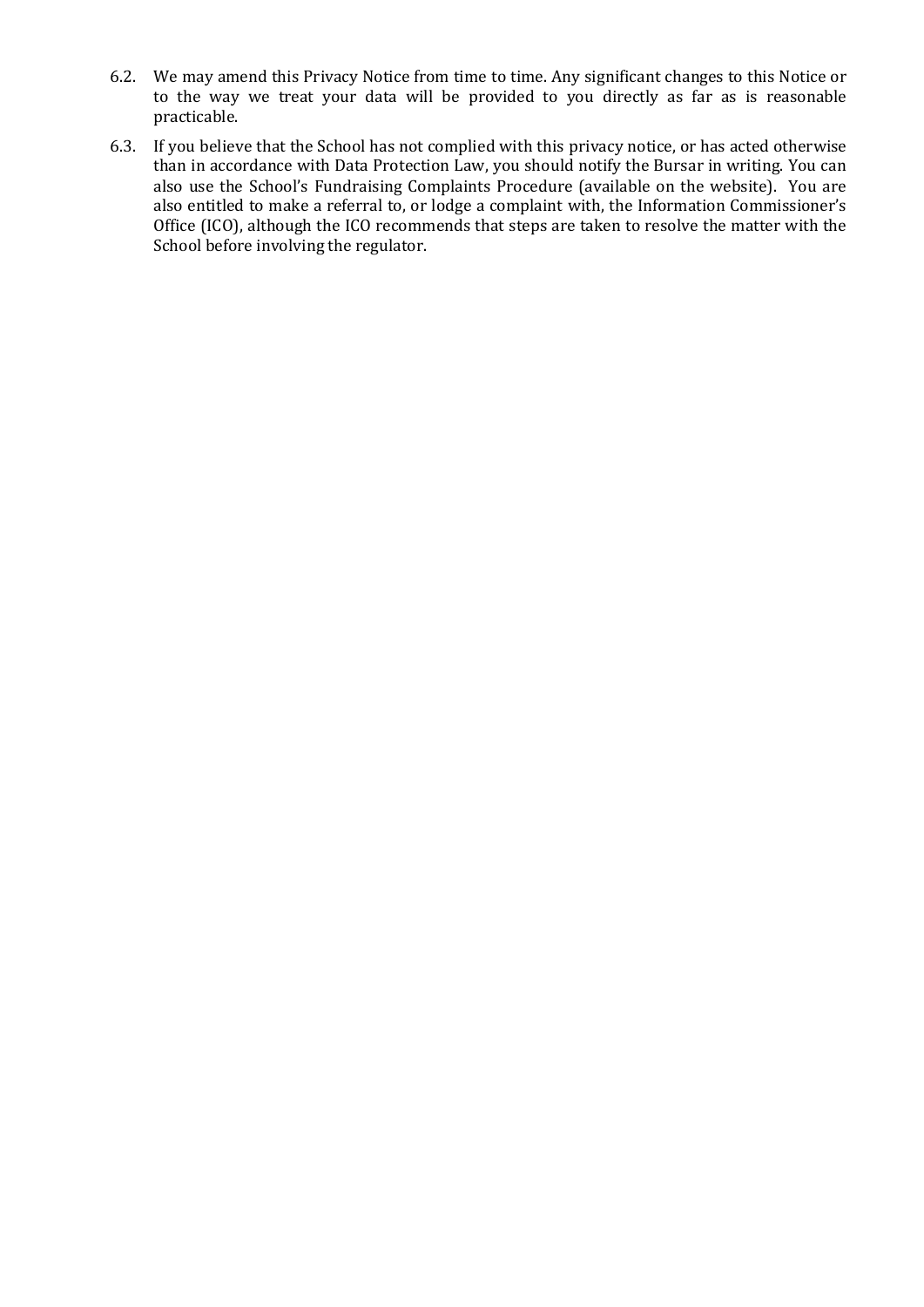6.2. We may amend this Privacy Notice from time to time. Any significant changes to this Notice or to the way we treat your data will be provided to you directly as far as is reasonable practicable.

6.3. If you believe that the School has not complied with this privacy notice, or has acted otherwise than in accordance with Data Protection Law, you should notify the Bursar in writing. You can also use the School's Fundraising Complaints Procedure (available on the website). You are also entitled to make a referral to, or lodge a complaint with, the Information Commissioner's Office (ICO), although the ICO recommends that steps are taken to resolve the matter with the School before involving the regulator.